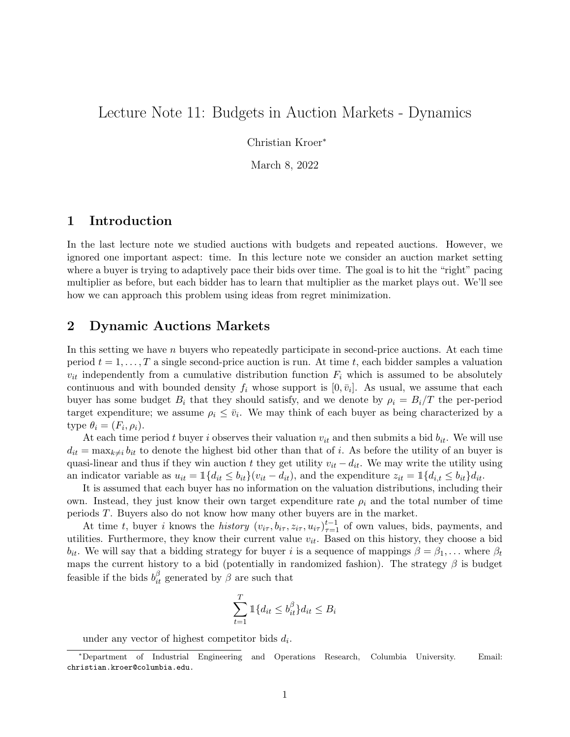# Lecture Note 11: Budgets in Auction Markets - Dynamics

Christian Kroer*

March 8, 2022

## 1 Introduction

In the last lecture note we studied auctions with budgets and repeated auctions. However, we ignored one important aspect: time. In this lecture note we consider an auction market setting where a buyer is trying to adaptively pace their bids over time. The goal is to hit the "right" pacing multiplier as before, but each bidder has to learn that multiplier as the market plays out. We'll see how we can approach this problem using ideas from regret minimization.

## 2 Dynamic Auctions Markets

In this setting we have $n$ buyers who repeatedly participate in second-price auctions. At each time period $t = 1, \ldots, T$ a single second-price auction is run. At time $t$, each bidder samples a valuation $v_{it}$ independently from a cumulative distribution function $F_i$ which is assumed to be absolutely continuous and with bounded density $f_i$ whose support is $[0, \bar{v}_i]$. As usual, we assume that each buyer has some budget $B_i$ that they should satisfy, and we denote by $\rho_i = B_i/T$ the per-period target expenditure; we assume $\rho_i \leq \bar{v}_i$. We may think of each buyer as being characterized by a type $\theta_i = (F_i, \rho_i)$.

At each time period $t$ buyer $i$ observes their valuation $v_{it}$ and then submits a bid $b_{it}$. We will use $d_{it} = \max_{k \neq i} b_{it}$ to denote the highest bid other than that of $i$. As before the utility of an buyer is quasi-linear and thus if they win auction $t$ they get utility $v_{it} - d_{it}$. We may write the utility using an indicator variable as $u_{it} = \mathbb{1}\{d_{it} \leq b_{it}\}(v_{it} - d_{it})$, and the expenditure $z_{it} = \mathbb{1}\{d_{i,t} \leq b_{it}\}d_{it}$.

It is assumed that each buyer has no information on the valuation distributions, including their own. Instead, they just know their own target expenditure rate $\rho_i$ and the total number of time periods $T$. Buyers also do not know how many other buyers are in the market.

At time $t$, buyer $i$ knows the *history* $(v_{i\tau}, b_{i\tau}, z_{i\tau}, u_{i\tau})_{\tau=1}^{t-1}$ of own values, bids, payments, and utilities. Furthermore, they know their current value $v_{it}$. Based on this history, they choose a bid $b_{it}$. We will say that a bidding strategy for buyer $i$ is a sequence of mappings $\beta = \beta_1, \ldots$ where $\beta_t$ maps the current history to a bid (potentially in randomized fashion). The strategy $\beta$ is budget feasible if the bids $b_{it}^{\beta}$ generated by $\beta$ are such that

$$\sum_{t=1}^{T} \mathbb{1}\{d_{it} \leq b_{it}^{\beta}\}d_{it} \leq B_i$$

under any vector of highest competitor bids $d_i$.

*Department of Industrial Engineering and Operations Research, Columbia University. Email: christian.kroer@columbia.edu.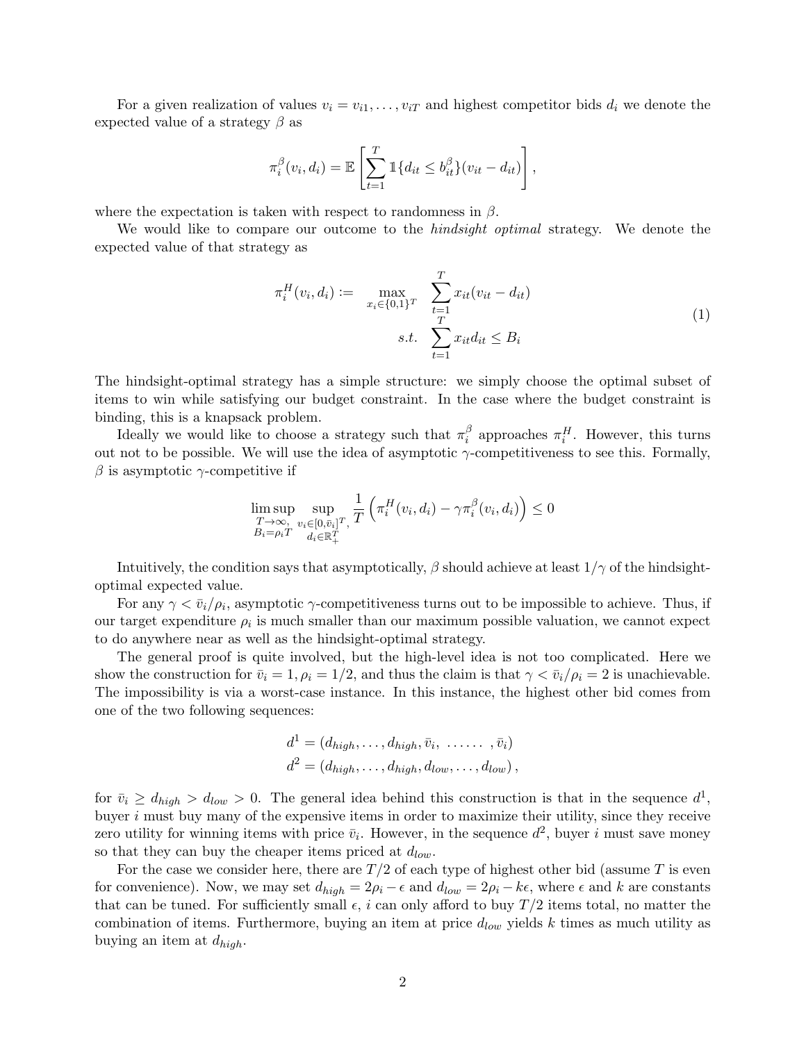For a given realization of values $v_i = v_{i1}, \ldots, v_{iT}$ and highest competitor bids $d_i$ we denote the expected value of a strategy $\beta$ as

$$\pi_i^{\beta}(v_i, d_i) = \mathbb{E}\left[\sum_{t=1}^{T} \mathbb{1}\{d_{it} \leq b_{it}^{\beta}\}(v_{it} - d_{it})\right],$$

where the expectation is taken with respect to randomness in $\beta$.

We would like to compare our outcome to the *hindsight optimal* strategy. We denote the expected value of that strategy as

$$\begin{aligned} \pi_i^{H}(v_i, d_i) := \quad & \max_{x_i \in \{0,1\}^T} \quad \sum_{t=1}^{T} x_{it}(v_{it} - d_{it}) \\ & \quad s.t. \quad \sum_{t=1}^{T} x_{it} d_{it} \leq B_i \end{aligned} \tag{1}$$

The hindsight-optimal strategy has a simple structure: we simply choose the optimal subset of items to win while satisfying our budget constraint. In the case where the budget constraint is binding, this is a knapsack problem.

Ideally we would like to choose a strategy such that $\pi_i^{\beta}$ approaches $\pi_i^{H}$. However, this turns out not to be possible. We will use the idea of asymptotic $\gamma$-competitiveness to see this. Formally, $\beta$ is asymptotic $\gamma$-competitive if

$$\limsup_{\substack{T \to \infty, \\ B_i = \rho_i T}} \sup_{\substack{v_i \in [0, \bar{v}_i]^T, \\ d_i \in \mathbb{R}_+^T}} \frac{1}{T}\left(\pi_i^{H}(v_i, d_i) - \gamma \pi_i^{\beta}(v_i, d_i)\right) \leq 0$$

Intuitively, the condition says that asymptotically, $\beta$ should achieve at least $1/\gamma$ of the hindsight-optimal expected value.

For any $\gamma < \bar{v}_i/\rho_i$, asymptotic $\gamma$-competitiveness turns out to be impossible to achieve. Thus, if our target expenditure $\rho_i$ is much smaller than our maximum possible valuation, we cannot expect to do anywhere near as well as the hindsight-optimal strategy.

The general proof is quite involved, but the high-level idea is not too complicated. Here we show the construction for $\bar{v}_i = 1, \rho_i = 1/2$, and thus the claim is that $\gamma < \bar{v}_i/\rho_i = 2$ is unachievable. The impossibility is via a worst-case instance. In this instance, the highest other bid comes from one of the two following sequences:

$$\begin{aligned} d^1 &= (d_{high}, \ldots, d_{high}, \bar{v}_i, \ \ldots\ldots \ , \bar{v}_i) \\ d^2 &= (d_{high}, \ldots, d_{high}, d_{low}, \ldots, d_{low}), \end{aligned}$$

for $\bar{v}_i \geq d_{high} > d_{low} > 0$. The general idea behind this construction is that in the sequence $d^1$, buyer $i$ must buy many of the expensive items in order to maximize their utility, since they receive zero utility for winning items with price $\bar{v}_i$. However, in the sequence $d^2$, buyer $i$ must save money so that they can buy the cheaper items priced at $d_{low}$.

For the case we consider here, there are $T/2$ of each type of highest other bid (assume $T$ is even for convenience). Now, we may set $d_{high} = 2\rho_i - \epsilon$ and $d_{low} = 2\rho_i - k\epsilon$, where $\epsilon$ and $k$ are constants that can be tuned. For sufficiently small $\epsilon$, $i$ can only afford to buy $T/2$ items total, no matter the combination of items. Furthermore, buying an item at price $d_{low}$ yields $k$ times as much utility as buying an item at $d_{high}$.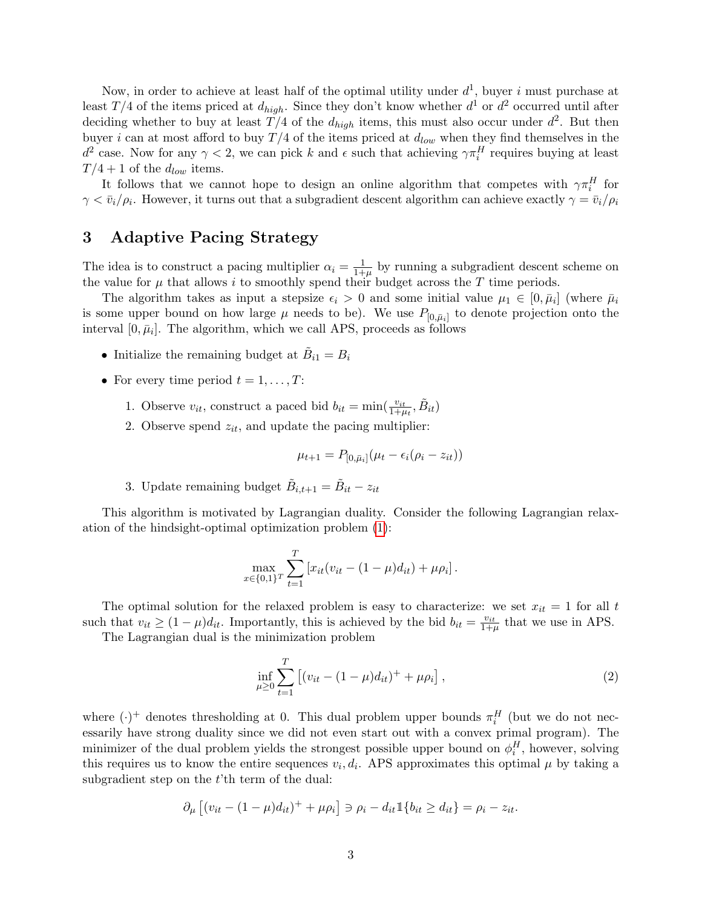Now, in order to achieve at least half of the optimal utility under $d^1$, buyer $i$ must purchase at least $T/4$ of the items priced at $d_{high}$. Since they don't know whether $d^1$ or $d^2$ occurred until after deciding whether to buy at least $T/4$ of the $d_{high}$ items, this must also occur under $d^2$. But then buyer $i$ can at most afford to buy $T/4$ of the items priced at $d_{low}$ when they find themselves in the $d^2$ case. Now for any $\gamma < 2$, we can pick $k$ and $\epsilon$ such that achieving $\gamma \pi_i^H$ requires buying at least $T/4 + 1$ of the $d_{low}$ items.

It follows that we cannot hope to design an online algorithm that competes with $\gamma \pi_i^H$ for $\gamma < \bar{v}_i / \rho_i$. However, it turns out that a subgradient descent algorithm can achieve exactly $\gamma = \bar{v}_i / \rho_i$

# 3 Adaptive Pacing Strategy

The idea is to construct a pacing multiplier $\alpha_i = \frac{1}{1+\mu}$ by running a subgradient descent scheme on the value for $\mu$ that allows $i$ to smoothly spend their budget across the $T$ time periods.

The algorithm takes as input a stepsize $\epsilon_i > 0$ and some initial value $\mu_1 \in [0, \bar{\mu}_i]$ (where $\bar{\mu}_i$ is some upper bound on how large $\mu$ needs to be). We use $P_{[0,\bar{\mu}_i]}$ to denote projection onto the interval $[0, \bar{\mu}_i]$. The algorithm, which we call APS, proceeds as follows

- Initialize the remaining budget at $\tilde{B}_{i1} = B_i$
- For every time period $t = 1, \dots, T$:
  1. Observe $v_{it}$, construct a paced bid $b_{it} = \min(\frac{v_{it}}{1+\mu_t}, \tilde{B}_{it})$
  2. Observe spend $z_{it}$, and update the pacing multiplier:

$$\mu_{t+1} = P_{[0,\bar{\mu}_i]}(\mu_t - \epsilon_i(\rho_i - z_{it}))$$

  3. Update remaining budget $\tilde{B}_{i,t+1} = \tilde{B}_{it} - z_{it}$

This algorithm is motivated by Lagrangian duality. Consider the following Lagrangian relaxation of the hindsight-optimal optimization problem (1):

$$\max_{x \in \{0,1\}^T} \sum_{t=1}^{T} \left[ x_{it}(v_{it} - (1-\mu)d_{it}) + \mu \rho_i \right].$$

The optimal solution for the relaxed problem is easy to characterize: we set $x_{it} = 1$ for all $t$ such that $v_{it} \geq (1-\mu)d_{it}$. Importantly, this is achieved by the bid $b_{it} = \frac{v_{it}}{1+\mu}$ that we use in APS.

The Lagrangian dual is the minimization problem

$$\inf_{\mu \geq 0} \sum_{t=1}^{T} \left[ (v_{it} - (1-\mu)d_{it})^+ + \mu \rho_i \right], \tag{2}$$

where $(\cdot)^+$ denotes thresholding at 0. This dual problem upper bounds $\pi_i^H$ (but we do not necessarily have strong duality since we did not even start out with a convex primal program). The minimizer of the dual problem yields the strongest possible upper bound on $\phi_i^H$, however, solving this requires us to know the entire sequences $v_i, d_i$. APS approximates this optimal $\mu$ by taking a subgradient step on the $t$'th term of the dual:

$$\partial_\mu \left[ (v_{it} - (1-\mu)d_{it})^+ + \mu \rho_i \right] \ni \rho_i - d_{it} \mathbb{1}\{b_{it} \geq d_{it}\} = \rho_i - z_{it}.$$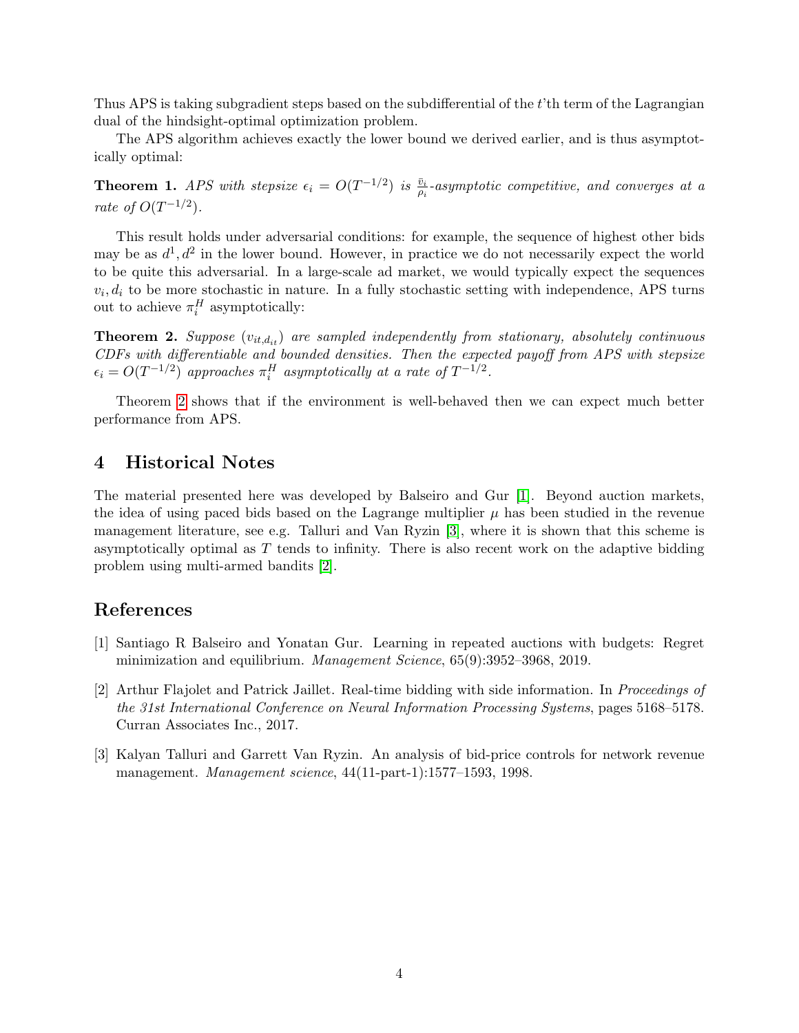Thus APS is taking subgradient steps based on the subdifferential of the $t$'th term of the Lagrangian dual of the hindsight-optimal optimization problem.

The APS algorithm achieves exactly the lower bound we derived earlier, and is thus asymptotically optimal:

**Theorem 1.** *APS with stepsize $\epsilon_i = O(T^{-1/2})$ is $\frac{\bar{v}_i}{\rho_i}$-asymptotic competitive, and converges at a rate of $O(T^{-1/2})$.*

This result holds under adversarial conditions: for example, the sequence of highest other bids may be as $d^1, d^2$ in the lower bound. However, in practice we do not necessarily expect the world to be quite this adversarial. In a large-scale ad market, we would typically expect the sequences $v_i, d_i$ to be more stochastic in nature. In a fully stochastic setting with independence, APS turns out to achieve $\pi_i^H$ asymptotically:

**Theorem 2.** *Suppose $(v_{it,d_{it}})$ are sampled independently from stationary, absolutely continuous CDFs with differentiable and bounded densities. Then the expected payoff from APS with stepsize $\epsilon_i = O(T^{-1/2})$ approaches $\pi_i^H$ asymptotically at a rate of $T^{-1/2}$.*

Theorem 2 shows that if the environment is well-behaved then we can expect much better performance from APS.

## 4 Historical Notes

The material presented here was developed by Balseiro and Gur [1]. Beyond auction markets, the idea of using paced bids based on the Lagrange multiplier $\mu$ has been studied in the revenue management literature, see e.g. Talluri and Van Ryzin [3], where it is shown that this scheme is asymptotically optimal as $T$ tends to infinity. There is also recent work on the adaptive bidding problem using multi-armed bandits [2].

## References

[1] Santiago R Balseiro and Yonatan Gur. Learning in repeated auctions with budgets: Regret minimization and equilibrium. *Management Science*, 65(9):3952–3968, 2019.

[2] Arthur Flajolet and Patrick Jaillet. Real-time bidding with side information. In *Proceedings of the 31st International Conference on Neural Information Processing Systems*, pages 5168–5178. Curran Associates Inc., 2017.

[3] Kalyan Talluri and Garrett Van Ryzin. An analysis of bid-price controls for network revenue management. *Management science*, 44(11-part-1):1577–1593, 1998.